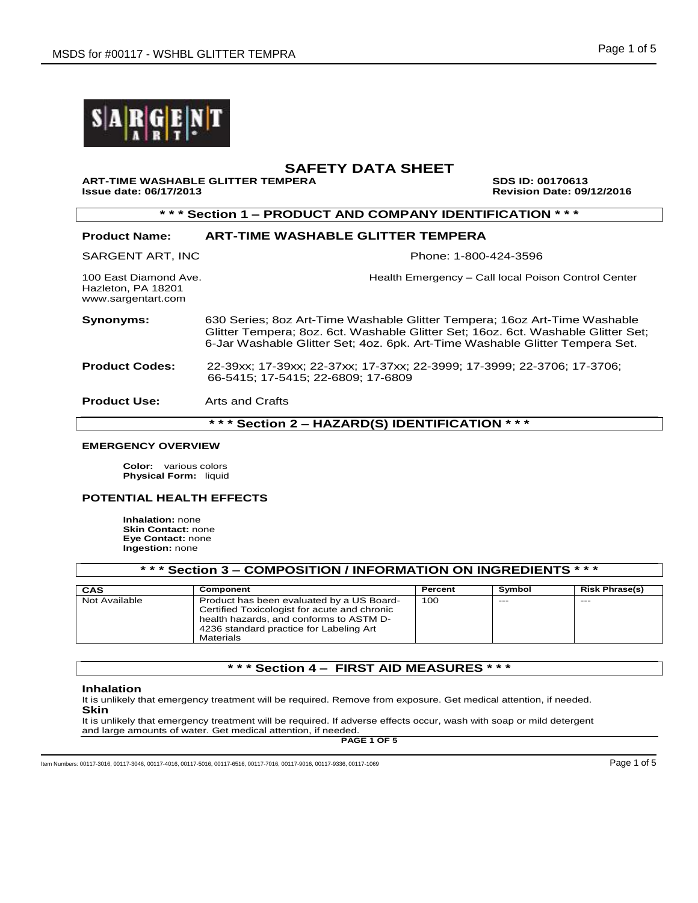# SAFETY DATA SHEET

**ART-TIME WASHABLE GLITTER TEMPERA** **SDS ID: 00170613**
**Issue date: 06/17/2013** **Revision Date: 09/12/2016**

## * * * Section 1 – PRODUCT AND COMPANY IDENTIFICATION * * *

**Product Name:** **ART-TIME WASHABLE GLITTER TEMPERA**

SARGENT ART, INC

Phone: 1-800-424-3596

100 East Diamond Ave.
Hazleton, PA 18201
www.sargentart.com

Health Emergency – Call local Poison Control Center

**Synonyms:** 630 Series; 8oz Art-Time Washable Glitter Tempera; 16oz Art-Time Washable Glitter Tempera; 8oz. 6ct. Washable Glitter Set; 16oz. 6ct. Washable Glitter Set; 6-Jar Washable Glitter Set; 4oz. 6pk. Art-Time Washable Glitter Tempera Set.

**Product Codes:** 22-39xx; 17-39xx; 22-37xx; 17-37xx; 22-3999; 17-3999; 22-3706; 17-3706; 66-5415; 17-5415; 22-6809; 17-6809

**Product Use:** Arts and Crafts

## * * * Section 2 – HAZARD(S) IDENTIFICATION * * *

### EMERGENCY OVERVIEW

**Color:** various colors
**Physical Form:** liquid

### POTENTIAL HEALTH EFFECTS

**Inhalation:** none
**Skin Contact:** none
**Eye Contact:** none
**Ingestion:** none

## * * * Section 3 – COMPOSITION / INFORMATION ON INGREDIENTS * * *

| CAS | Component | Percent | Symbol | Risk Phrase(s) |
|---|---|---|---|---|
| Not Available | Product has been evaluated by a US Board-Certified Toxicologist for acute and chronic health hazards, and conforms to ASTM D-4236 standard practice for Labeling Art Materials | 100 | --- | --- |

## * * * Section 4 – FIRST AID MEASURES * * *

### Inhalation

It is unlikely that emergency treatment will be required. Remove from exposure. Get medical attention, if needed.

### Skin

It is unlikely that emergency treatment will be required. If adverse effects occur, wash with soap or mild detergent and large amounts of water. Get medical attention, if needed.

Item Numbers: 00117-3016, 00117-3046, 00117-4016, 00117-5016, 00117-6516, 00117-7016, 00117-9016, 00117-9336, 00117-1069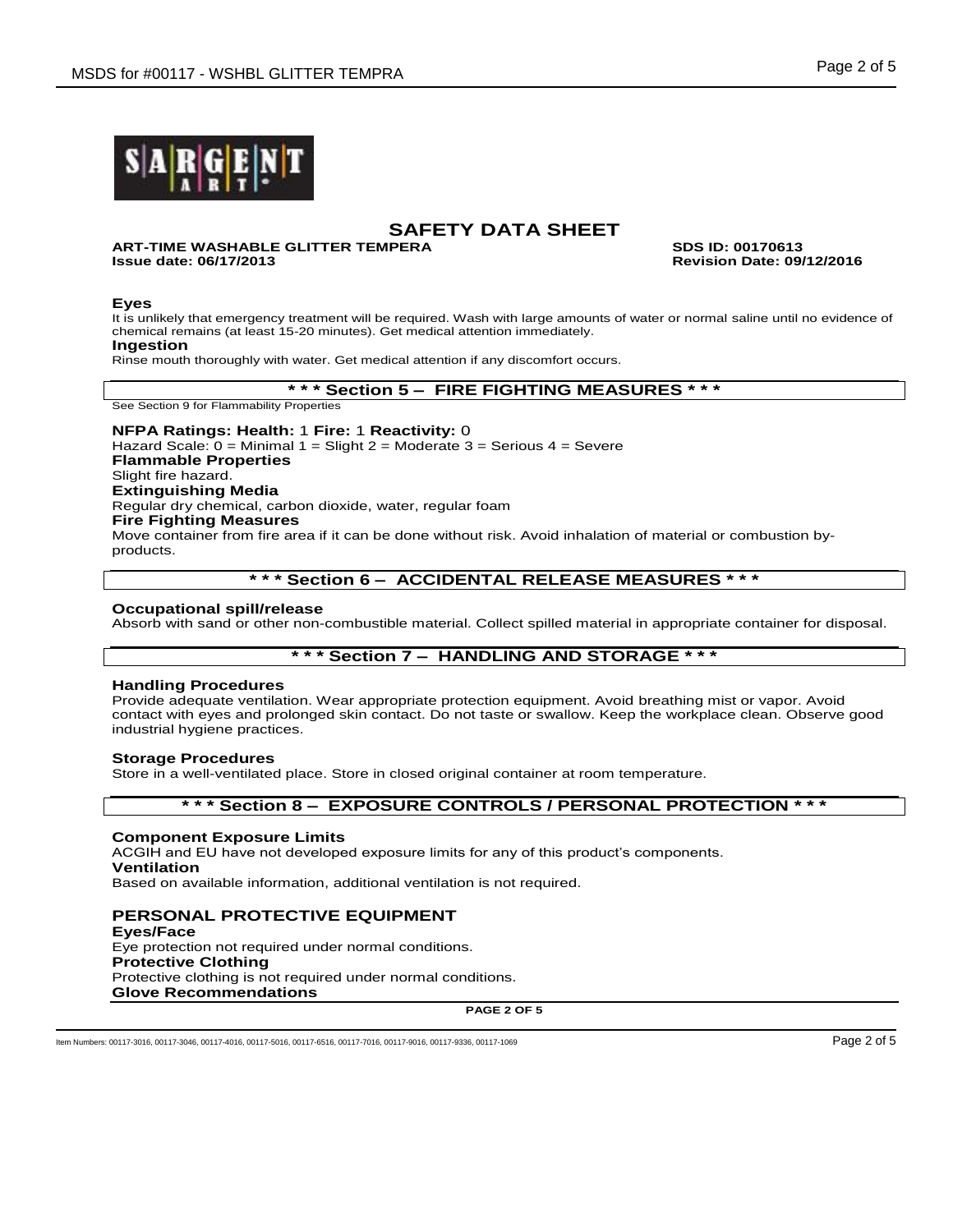# SAFETY DATA SHEET

**ART-TIME WASHABLE GLITTER TEMPERA** **SDS ID: 00170613**
**Issue date: 06/17/2013** **Revision Date: 09/12/2016**

### Eyes

It is unlikely that emergency treatment will be required. Wash with large amounts of water or normal saline until no evidence of chemical remains (at least 15-20 minutes). Get medical attention immediately.

### Ingestion

Rinse mouth thoroughly with water. Get medical attention if any discomfort occurs.

## * * * Section 5 – FIRE FIGHTING MEASURES * * *

See Section 9 for Flammability Properties

**NFPA Ratings: Health:** 1 **Fire:** 1 **Reactivity:** 0

Hazard Scale: 0 = Minimal 1 = Slight 2 = Moderate 3 = Serious 4 = Severe

### Flammable Properties

Slight fire hazard.

### Extinguishing Media

Regular dry chemical, carbon dioxide, water, regular foam

### Fire Fighting Measures

Move container from fire area if it can be done without risk. Avoid inhalation of material or combustion by-products.

## * * * Section 6 – ACCIDENTAL RELEASE MEASURES * * *

### Occupational spill/release

Absorb with sand or other non-combustible material. Collect spilled material in appropriate container for disposal.

## * * * Section 7 – HANDLING AND STORAGE * * *

### Handling Procedures

Provide adequate ventilation. Wear appropriate protection equipment. Avoid breathing mist or vapor. Avoid contact with eyes and prolonged skin contact. Do not taste or swallow. Keep the workplace clean. Observe good industrial hygiene practices.

### Storage Procedures

Store in a well-ventilated place. Store in closed original container at room temperature.

## * * * Section 8 – EXPOSURE CONTROLS / PERSONAL PROTECTION * * *

### Component Exposure Limits

ACGIH and EU have not developed exposure limits for any of this product's components.

### Ventilation

Based on available information, additional ventilation is not required.

## PERSONAL PROTECTIVE EQUIPMENT

### Eyes/Face

Eye protection not required under normal conditions.

### Protective Clothing

Protective clothing is not required under normal conditions.

### Glove Recommendations

Item Numbers: 00117-3016, 00117-3046, 00117-4016, 00117-5016, 00117-6516, 00117-7016, 00117-9016, 00117-9336, 00117-1069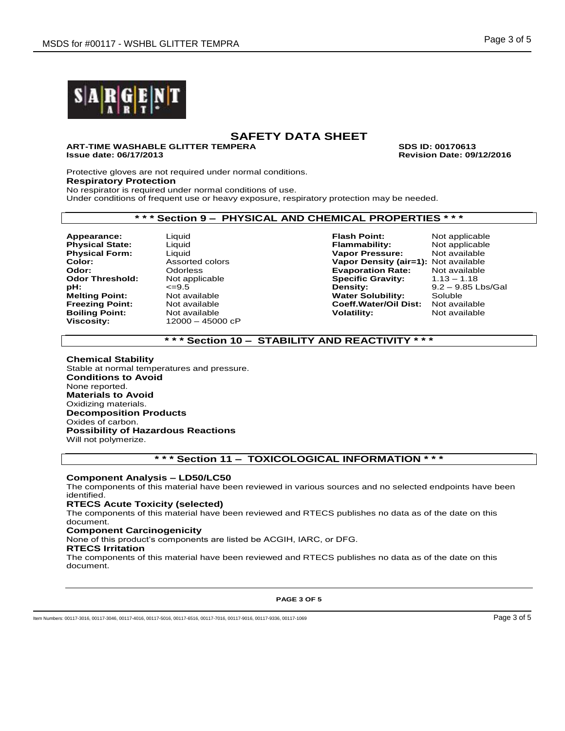# SAFETY DATA SHEET

**ART-TIME WASHABLE GLITTER TEMPERA** **SDS ID: 00170613**
**Issue date: 06/17/2013** **Revision Date: 09/12/2016**

Protective gloves are not required under normal conditions.

**Respiratory Protection**

No respirator is required under normal conditions of use.
Under conditions of frequent use or heavy exposure, respiratory protection may be needed.

## * * * Section 9 – PHYSICAL AND CHEMICAL PROPERTIES * * *

| | | | |
|---|---|---|---|
| **Appearance:** | Liquid | **Flash Point:** | Not applicable |
| **Physical State:** | Liquid | **Flammability:** | Not applicable |
| **Physical Form:** | Liquid | **Vapor Pressure:** | Not available |
| **Color:** | Assorted colors | **Vapor Density (air=1):** | Not available |
| **Odor:** | Odorless | **Evaporation Rate:** | Not available |
| **Odor Threshold:** | Not applicable | **Specific Gravity:** | 1.13 – 1.18 |
| **pH:** | <=9.5 | **Density:** | 9.2 – 9.85 Lbs/Gal |
| **Melting Point:** | Not available | **Water Solubility:** | Soluble |
| **Freezing Point:** | Not available | **Coeff.Water/Oil Dist:** | Not available |
| **Boiling Point:** | Not available | **Volatility:** | Not available |
| **Viscosity:** | 12000 – 45000 cP | | |

## * * * Section 10 – STABILITY AND REACTIVITY * * *

**Chemical Stability**

Stable at normal temperatures and pressure.

**Conditions to Avoid**

None reported.

**Materials to Avoid**

Oxidizing materials.

**Decomposition Products**

Oxides of carbon.

**Possibility of Hazardous Reactions**

Will not polymerize.

## * * * Section 11 – TOXICOLOGICAL INFORMATION * * *

**Component Analysis – LD50/LC50**

The components of this material have been reviewed in various sources and no selected endpoints have been identified.

**RTECS Acute Toxicity (selected)**

The components of this material have been reviewed and RTECS publishes no data as of the date on this document.

**Component Carcinogenicity**

None of this product's components are listed be ACGIH, IARC, or DFG.

**RTECS Irritation**

The components of this material have been reviewed and RTECS publishes no data as of the date on this document.

Item Numbers: 00117-3016, 00117-3046, 00117-4016, 00117-5016, 00117-6516, 00117-7016, 00117-9016, 00117-9336, 00117-1069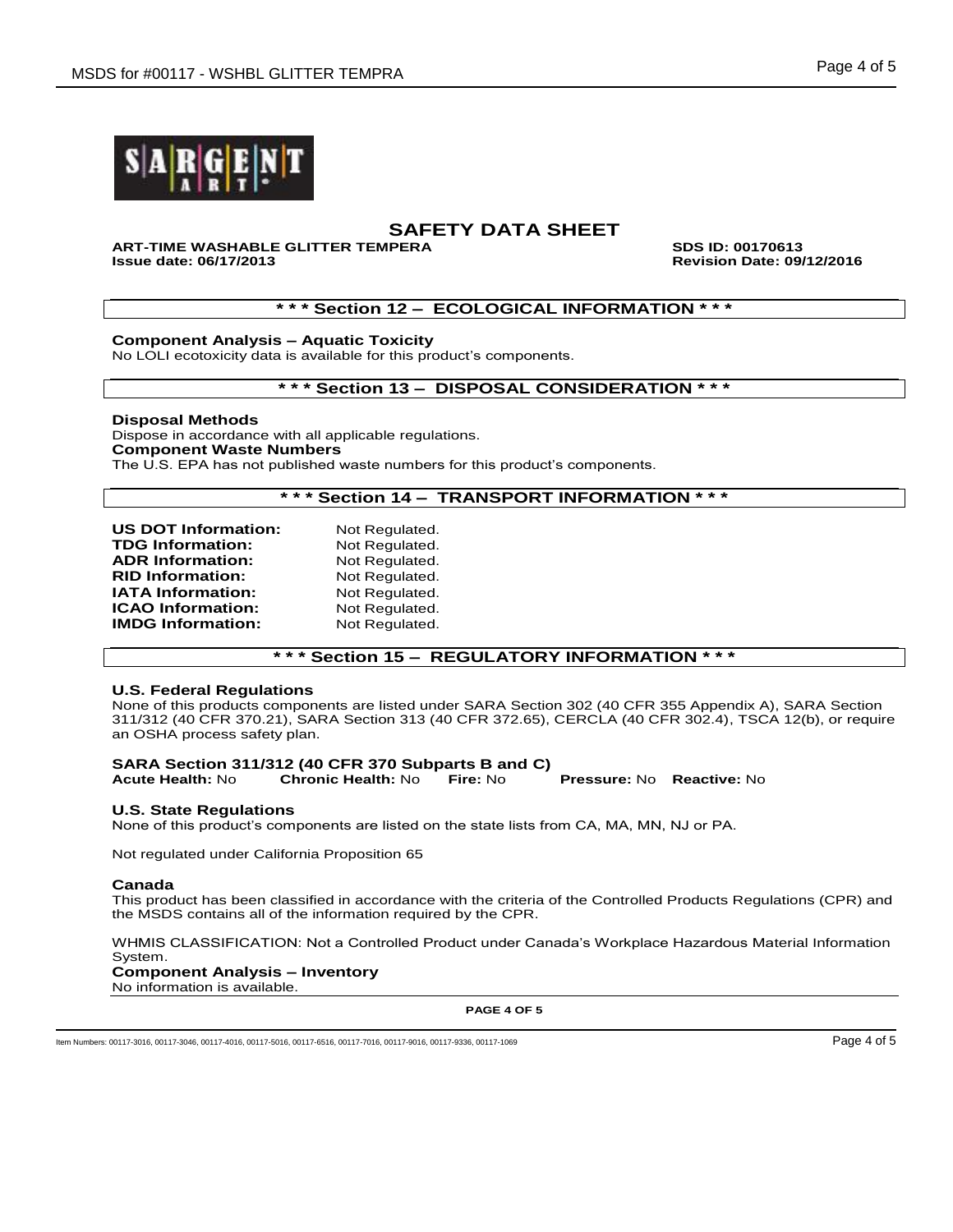# SAFETY DATA SHEET

**ART-TIME WASHABLE GLITTER TEMPERA** **SDS ID: 00170613**
**Issue date: 06/17/2013** **Revision Date: 09/12/2016**

## * * * Section 12 – ECOLOGICAL INFORMATION * * *

**Component Analysis – Aquatic Toxicity**
No LOLI ecotoxicity data is available for this product's components.

## * * * Section 13 – DISPOSAL CONSIDERATION * * *

**Disposal Methods**
Dispose in accordance with all applicable regulations.
**Component Waste Numbers**
The U.S. EPA has not published waste numbers for this product's components.

## * * * Section 14 – TRANSPORT INFORMATION * * *

| | |
|---|---|
| **US DOT Information:** | Not Regulated. |
| **TDG Information:** | Not Regulated. |
| **ADR Information:** | Not Regulated. |
| **RID Information:** | Not Regulated. |
| **IATA Information:** | Not Regulated. |
| **ICAO Information:** | Not Regulated. |
| **IMDG Information:** | Not Regulated. |

## * * * Section 15 – REGULATORY INFORMATION * * *

**U.S. Federal Regulations**
None of this products components are listed under SARA Section 302 (40 CFR 355 Appendix A), SARA Section 311/312 (40 CFR 370.21), SARA Section 313 (40 CFR 372.65), CERCLA (40 CFR 302.4), TSCA 12(b), or require an OSHA process safety plan.

**SARA Section 311/312 (40 CFR 370 Subparts B and C)**
**Acute Health:** No **Chronic Health:** No **Fire:** No **Pressure:** No **Reactive:** No

**U.S. State Regulations**
None of this product's components are listed on the state lists from CA, MA, MN, NJ or PA.

Not regulated under California Proposition 65

**Canada**
This product has been classified in accordance with the criteria of the Controlled Products Regulations (CPR) and the MSDS contains all of the information required by the CPR.

WHMIS CLASSIFICATION: Not a Controlled Product under Canada's Workplace Hazardous Material Information System.
**Component Analysis – Inventory**
No information is available.

Item Numbers: 00117-3016, 00117-3046, 00117-4016, 00117-5016, 00117-6516, 00117-7016, 00117-9016, 00117-9336, 00117-1069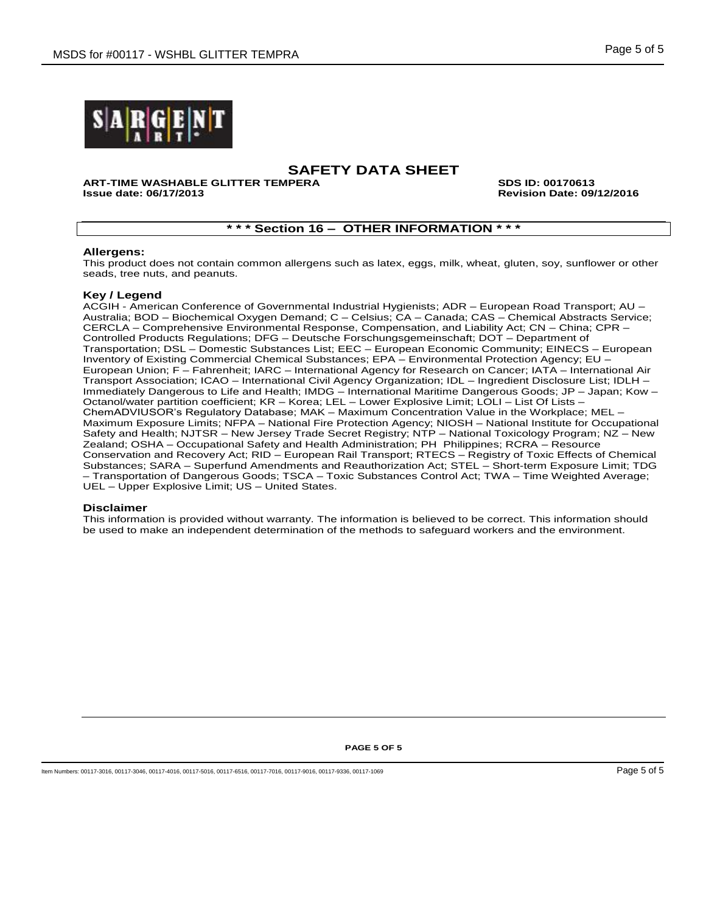# SAFETY DATA SHEET

**ART-TIME WASHABLE GLITTER TEMPERA** **SDS ID: 00170613**
**Issue date: 06/17/2013** **Revision Date: 09/12/2016**

## * * * Section 16 – OTHER INFORMATION * * *

**Allergens:**
This product does not contain common allergens such as latex, eggs, milk, wheat, gluten, soy, sunflower or other seads, tree nuts, and peanuts.

**Key / Legend**
ACGIH - American Conference of Governmental Industrial Hygienists; ADR – European Road Transport; AU – Australia; BOD – Biochemical Oxygen Demand; C – Celsius; CA – Canada; CAS – Chemical Abstracts Service; CERCLA – Comprehensive Environmental Response, Compensation, and Liability Act; CN – China; CPR – Controlled Products Regulations; DFG – Deutsche Forschungsgemeinschaft; DOT – Department of Transportation; DSL – Domestic Substances List; EEC – European Economic Community; EINECS – European Inventory of Existing Commercial Chemical Substances; EPA – Environmental Protection Agency; EU – European Union; F – Fahrenheit; IARC – International Agency for Research on Cancer; IATA – International Air Transport Association; ICAO – International Civil Agency Organization; IDL – Ingredient Disclosure List; IDLH – Immediately Dangerous to Life and Health; IMDG – International Maritime Dangerous Goods; JP – Japan; Kow – Octanol/water partition coefficient; KR – Korea; LEL – Lower Explosive Limit; LOLI – List Of Lists – ChemADVIUSOR's Regulatory Database; MAK – Maximum Concentration Value in the Workplace; MEL – Maximum Exposure Limits; NFPA – National Fire Protection Agency; NIOSH – National Institute for Occupational Safety and Health; NJTSR – New Jersey Trade Secret Registry; NTP – National Toxicology Program; NZ – New Zealand; OSHA – Occupational Safety and Health Administration; PH Philippines; RCRA – Resource Conservation and Recovery Act; RID – European Rail Transport; RTECS – Registry of Toxic Effects of Chemical Substances; SARA – Superfund Amendments and Reauthorization Act; STEL – Short-term Exposure Limit; TDG – Transportation of Dangerous Goods; TSCA – Toxic Substances Control Act; TWA – Time Weighted Average; UEL – Upper Explosive Limit; US – United States.

**Disclaimer**
This information is provided without warranty. The information is believed to be correct. This information should be used to make an independent determination of the methods to safeguard workers and the environment.

Item Numbers: 00117-3016, 00117-3046, 00117-4016, 00117-5016, 00117-6516, 00117-7016, 00117-9016, 00117-9336, 00117-1069